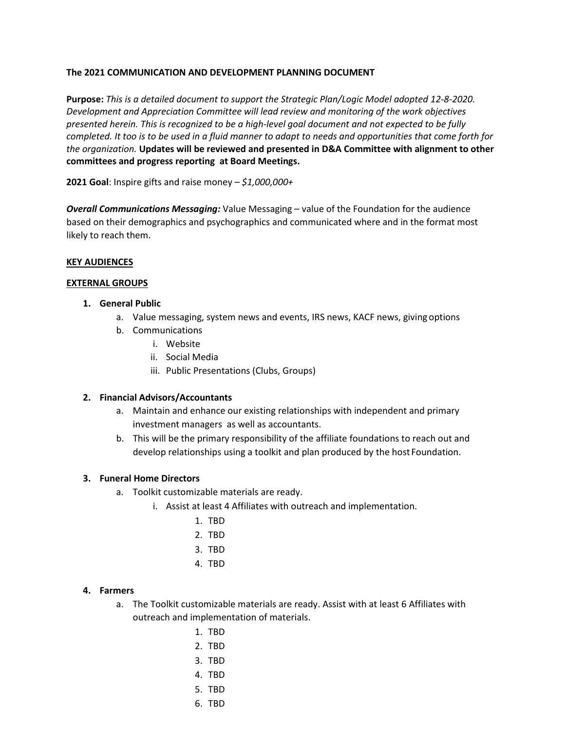**The 2021 COMMUNICATION AND DEVELOPMENT PLANNING DOCUMENT**

**Purpose:** *This is a detailed document to support the Strategic Plan/Logic Model adopted 12-8-2020. Development and Appreciation Committee will lead review and monitoring of the work objectives presented herein. This is recognized to be a high-level goal document and not expected to be fully completed. It too is to be used in a fluid manner to adapt to needs and opportunities that come forth for the organization.* **Updates will be reviewed and presented in D&A Committee with alignment to other committees and progress reporting at Board Meetings.**

**2021 Goal**: Inspire gifts and raise money – *$1,000,000+*

***Overall Communications Messaging:*** Value Messaging – value of the Foundation for the audience based on their demographics and psychographics and communicated where and in the format most likely to reach them.

**<u>KEY AUDIENCES</u>**

**<u>EXTERNAL GROUPS</u>**

1. **General Public**
   a. Value messaging, system news and events, IRS news, KACF news, giving options
   b. Communications
      i. Website
      ii. Social Media
      iii. Public Presentations (Clubs, Groups)

2. **Financial Advisors/Accountants**
   a. Maintain and enhance our existing relationships with independent and primary investment managers as well as accountants.
   b. This will be the primary responsibility of the affiliate foundations to reach out and develop relationships using a toolkit and plan produced by the host Foundation.

3. **Funeral Home Directors**
   a. Toolkit customizable materials are ready.
      i. Assist at least 4 Affiliates with outreach and implementation.
         1. TBD
         2. TBD
         3. TBD
         4. TBD

4. **Farmers**
   a. The Toolkit customizable materials are ready. Assist with at least 6 Affiliates with outreach and implementation of materials.
      1. TBD
      2. TBD
      3. TBD
      4. TBD
      5. TBD
      6. TBD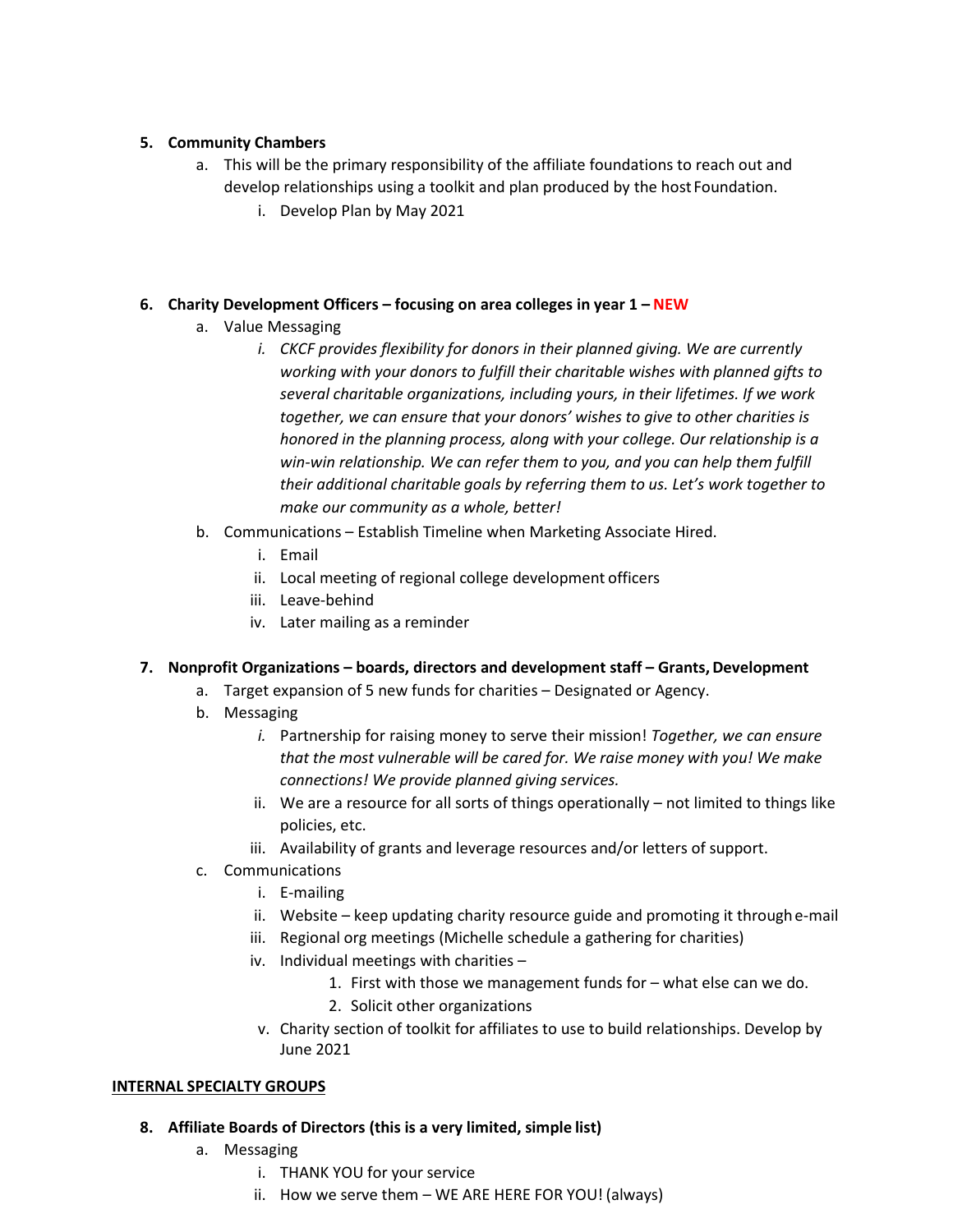5. **Community Chambers**
    a. This will be the primary responsibility of the affiliate foundations to reach out and develop relationships using a toolkit and plan produced by the host Foundation.
        i. Develop Plan by May 2021

6. **Charity Development Officers – focusing on area colleges in year 1 – NEW**
    a. Value Messaging
        i. *CKCF provides flexibility for donors in their planned giving. We are currently working with your donors to fulfill their charitable wishes with planned gifts to several charitable organizations, including yours, in their lifetimes. If we work together, we can ensure that your donors' wishes to give to other charities is honored in the planning process, along with your college. Our relationship is a win-win relationship. We can refer them to you, and you can help them fulfill their additional charitable goals by referring them to us. Let's work together to make our community as a whole, better!*
    b. Communications – Establish Timeline when Marketing Associate Hired.
        i. Email
        ii. Local meeting of regional college development officers
        iii. Leave-behind
        iv. Later mailing as a reminder

7. **Nonprofit Organizations – boards, directors and development staff – Grants, Development**
    a. Target expansion of 5 new funds for charities – Designated or Agency.
    b. Messaging
        i. Partnership for raising money to serve their mission! *Together, we can ensure that the most vulnerable will be cared for. We raise money with you! We make connections! We provide planned giving services.*
        ii. We are a resource for all sorts of things operationally – not limited to things like policies, etc.
        iii. Availability of grants and leverage resources and/or letters of support.
    c. Communications
        i. E-mailing
        ii. Website – keep updating charity resource guide and promoting it through e-mail
        iii. Regional org meetings (Michelle schedule a gathering for charities)
        iv. Individual meetings with charities –
            1. First with those we management funds for – what else can we do.
            2. Solicit other organizations
        v. Charity section of toolkit for affiliates to use to build relationships. Develop by June 2021

**INTERNAL SPECIALTY GROUPS**

8. **Affiliate Boards of Directors (this is a very limited, simple list)**
    a. Messaging
        i. THANK YOU for your service
        ii. How we serve them – WE ARE HERE FOR YOU! (always)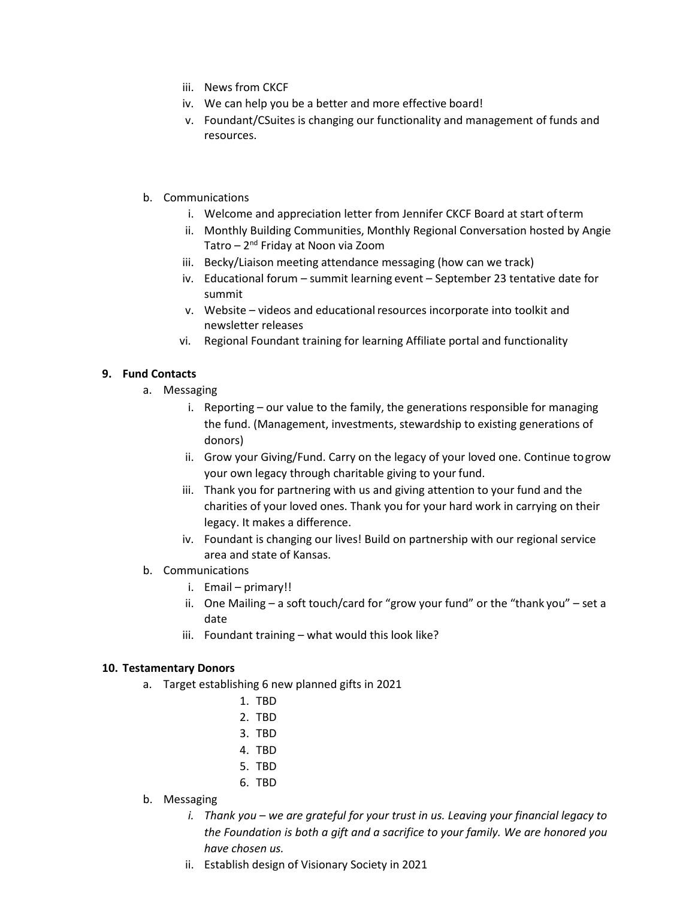iii. News from CKCF
   iv. We can help you be a better and more effective board!
   v. Foundant/CSuites is changing our functionality and management of funds and resources.

b. Communications
   i. Welcome and appreciation letter from Jennifer CKCF Board at start of term
   ii. Monthly Building Communities, Monthly Regional Conversation hosted by Angie Tatro – 2nd Friday at Noon via Zoom
   iii. Becky/Liaison meeting attendance messaging (how can we track)
   iv. Educational forum – summit learning event – September 23 tentative date for summit
   v. Website – videos and educational resources incorporate into toolkit and newsletter releases
   vi. Regional Foundant training for learning Affiliate portal and functionality

**9. Fund Contacts**

a. Messaging
   i. Reporting – our value to the family, the generations responsible for managing the fund. (Management, investments, stewardship to existing generations of donors)
   ii. Grow your Giving/Fund. Carry on the legacy of your loved one. Continue to grow your own legacy through charitable giving to your fund.
   iii. Thank you for partnering with us and giving attention to your fund and the charities of your loved ones. Thank you for your hard work in carrying on their legacy. It makes a difference.
   iv. Foundant is changing our lives! Build on partnership with our regional service area and state of Kansas.

b. Communications
   i. Email – primary!!
   ii. One Mailing – a soft touch/card for "grow your fund" or the "thank you" – set a date
   iii. Foundant training – what would this look like?

**10. Testamentary Donors**

a. Target establishing 6 new planned gifts in 2021
   1. TBD
   2. TBD
   3. TBD
   4. TBD
   5. TBD
   6. TBD

b. Messaging
   i. *Thank you – we are grateful for your trust in us. Leaving your financial legacy to the Foundation is both a gift and a sacrifice to your family. We are honored you have chosen us.*
   ii. Establish design of Visionary Society in 2021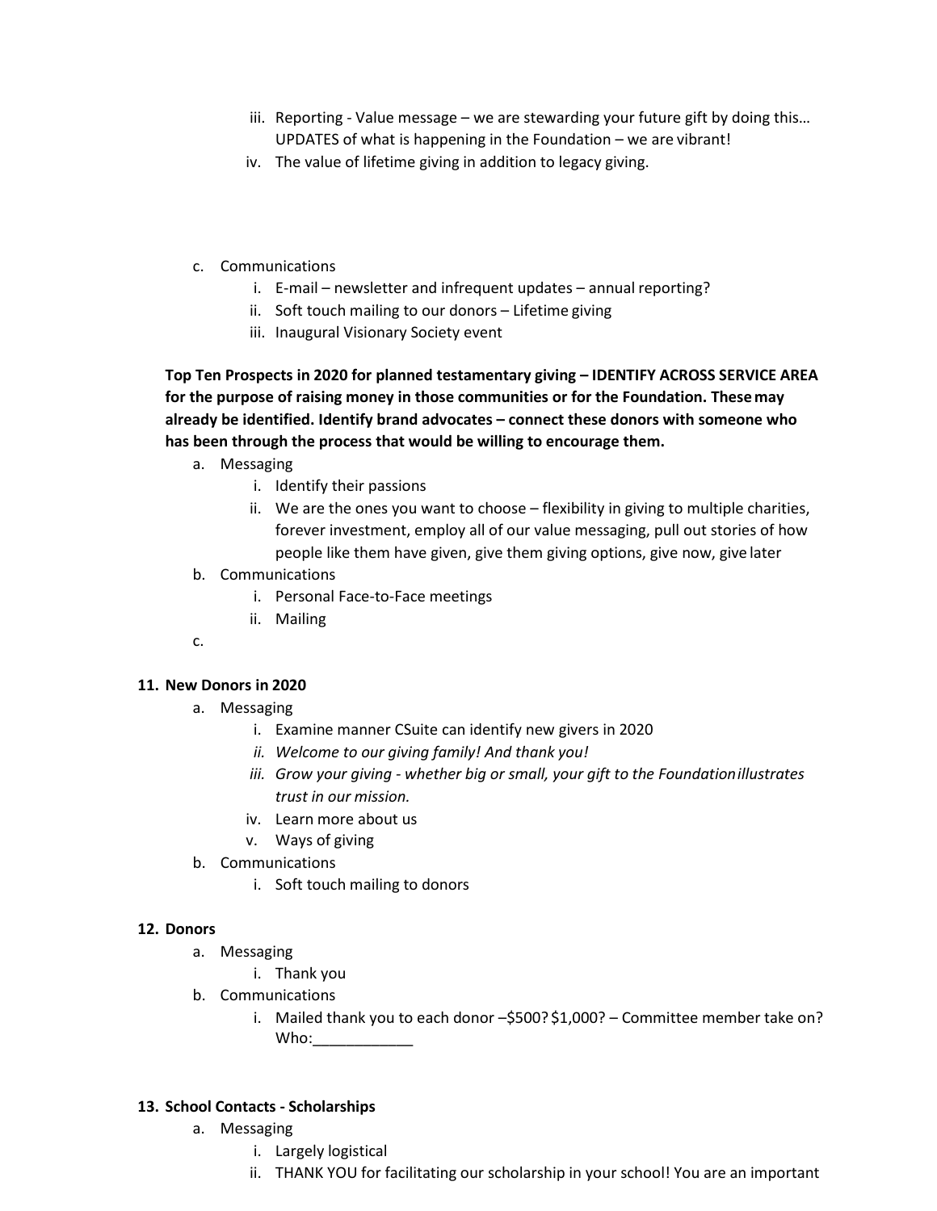iii. Reporting - Value message – we are stewarding your future gift by doing this… UPDATES of what is happening in the Foundation – we are vibrant!
   iv. The value of lifetime giving in addition to legacy giving.

c. Communications
   i. E-mail – newsletter and infrequent updates – annual reporting?
   ii. Soft touch mailing to our donors – Lifetime giving
   iii. Inaugural Visionary Society event

**Top Ten Prospects in 2020 for planned testamentary giving – IDENTIFY ACROSS SERVICE AREA for the purpose of raising money in those communities or for the Foundation. These may already be identified. Identify brand advocates – connect these donors with someone who has been through the process that would be willing to encourage them.**

a. Messaging
   i. Identify their passions
   ii. We are the ones you want to choose – flexibility in giving to multiple charities, forever investment, employ all of our value messaging, pull out stories of how people like them have given, give them giving options, give now, give later
b. Communications
   i. Personal Face-to-Face meetings
   ii. Mailing
c.

**11. New Donors in 2020**

a. Messaging
   i. Examine manner CSuite can identify new givers in 2020
   ii. *Welcome to our giving family! And thank you!*
   iii. *Grow your giving - whether big or small, your gift to the Foundation illustrates trust in our mission.*
   iv. Learn more about us
   v. Ways of giving
b. Communications
   i. Soft touch mailing to donors

**12. Donors**

a. Messaging
   i. Thank you
b. Communications
   i. Mailed thank you to each donor –$500? $1,000? – Committee member take on? Who:____________

**13. School Contacts - Scholarships**

a. Messaging
   i. Largely logistical
   ii. THANK YOU for facilitating our scholarship in your school! You are an important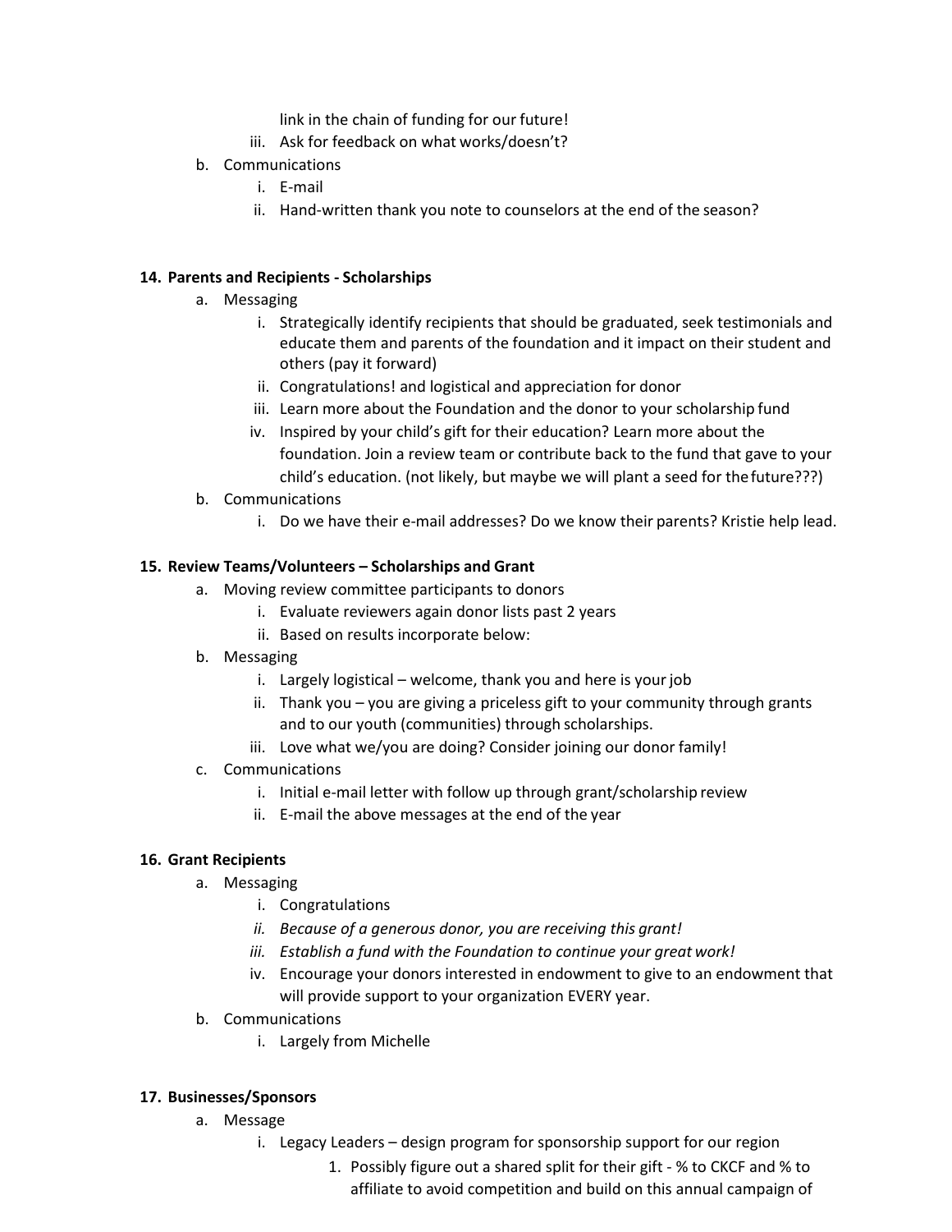link in the chain of funding for our future!

  iii. Ask for feedback on what works/doesn't?

b. Communications
   i. E-mail
   ii. Hand-written thank you note to counselors at the end of the season?

**14. Parents and Recipients - Scholarships**

a. Messaging
   i. Strategically identify recipients that should be graduated, seek testimonials and educate them and parents of the foundation and it impact on their student and others (pay it forward)
   ii. Congratulations! and logistical and appreciation for donor
   iii. Learn more about the Foundation and the donor to your scholarship fund
   iv. Inspired by your child's gift for their education? Learn more about the foundation. Join a review team or contribute back to the fund that gave to your child's education. (not likely, but maybe we will plant a seed for the future???)

b. Communications
   i. Do we have their e-mail addresses? Do we know their parents? Kristie help lead.

**15. Review Teams/Volunteers – Scholarships and Grant**

a. Moving review committee participants to donors
   i. Evaluate reviewers again donor lists past 2 years
   ii. Based on results incorporate below:

b. Messaging
   i. Largely logistical – welcome, thank you and here is your job
   ii. Thank you – you are giving a priceless gift to your community through grants and to our youth (communities) through scholarships.
   iii. Love what we/you are doing? Consider joining our donor family!

c. Communications
   i. Initial e-mail letter with follow up through grant/scholarship review
   ii. E-mail the above messages at the end of the year

**16. Grant Recipients**

a. Messaging
   i. Congratulations
   ii. *Because of a generous donor, you are receiving this grant!*
   iii. *Establish a fund with the Foundation to continue your great work!*
   iv. Encourage your donors interested in endowment to give to an endowment that will provide support to your organization EVERY year.

b. Communications
   i. Largely from Michelle

**17. Businesses/Sponsors**

a. Message
   i. Legacy Leaders – design program for sponsorship support for our region
      1. Possibly figure out a shared split for their gift - % to CKCF and % to affiliate to avoid competition and build on this annual campaign of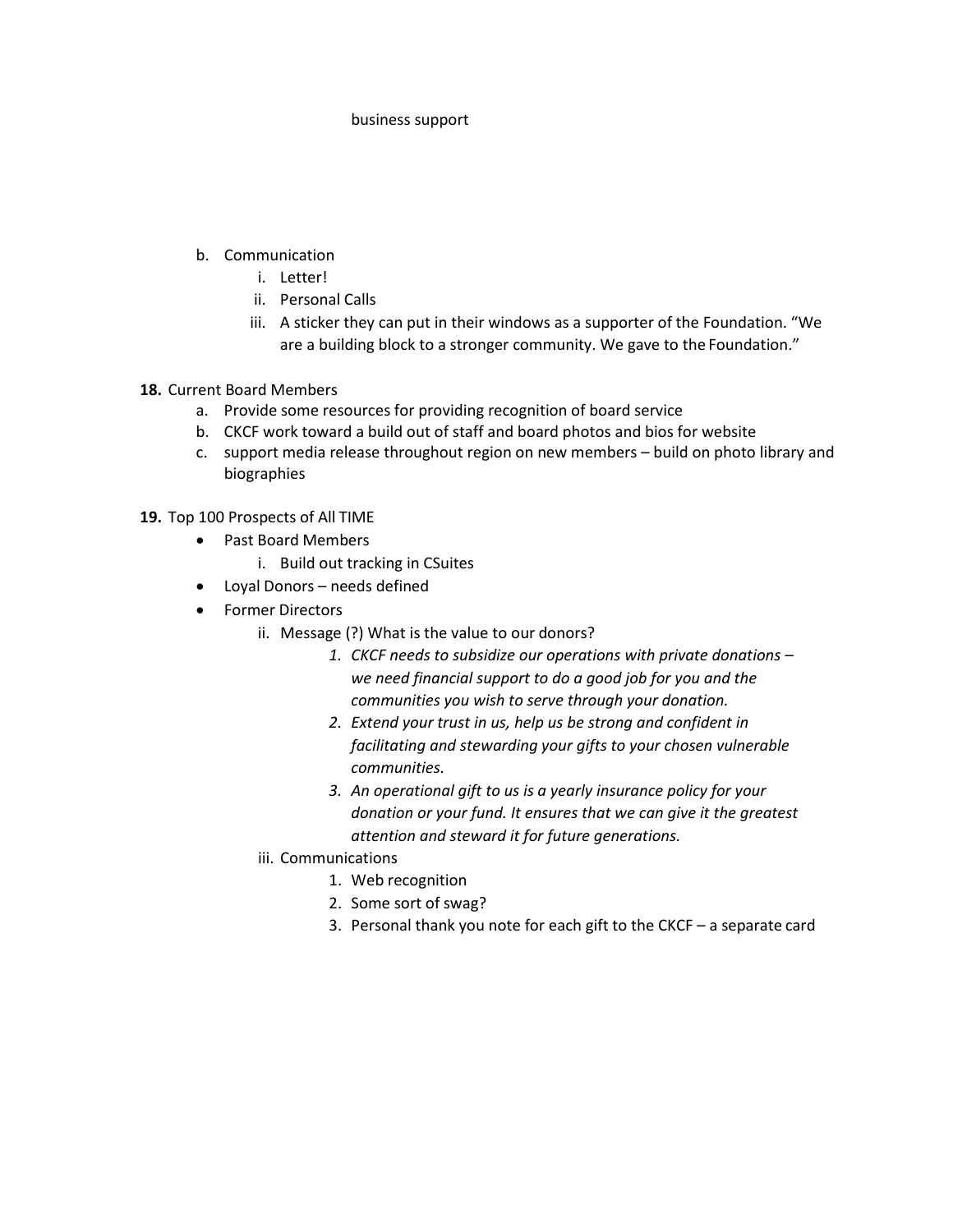business support

b. Communication
    i. Letter!
    ii. Personal Calls
    iii. A sticker they can put in their windows as a supporter of the Foundation. "We are a building block to a stronger community. We gave to the Foundation."

**18.** Current Board Members
  a. Provide some resources for providing recognition of board service
  b. CKCF work toward a build out of staff and board photos and bios for website
  c. support media release throughout region on new members – build on photo library and biographies

**19.** Top 100 Prospects of All TIME
- Past Board Members
    i. Build out tracking in CSuites
- Loyal Donors – needs defined
- Former Directors
    ii. Message (?) What is the value to our donors?
        1. *CKCF needs to subsidize our operations with private donations – we need financial support to do a good job for you and the communities you wish to serve through your donation.*
        2. *Extend your trust in us, help us be strong and confident in facilitating and stewarding your gifts to your chosen vulnerable communities.*
        3. *An operational gift to us is a yearly insurance policy for your donation or your fund. It ensures that we can give it the greatest attention and steward it for future generations.*
    iii. Communications
        1. Web recognition
        2. Some sort of swag?
        3. Personal thank you note for each gift to the CKCF – a separate card